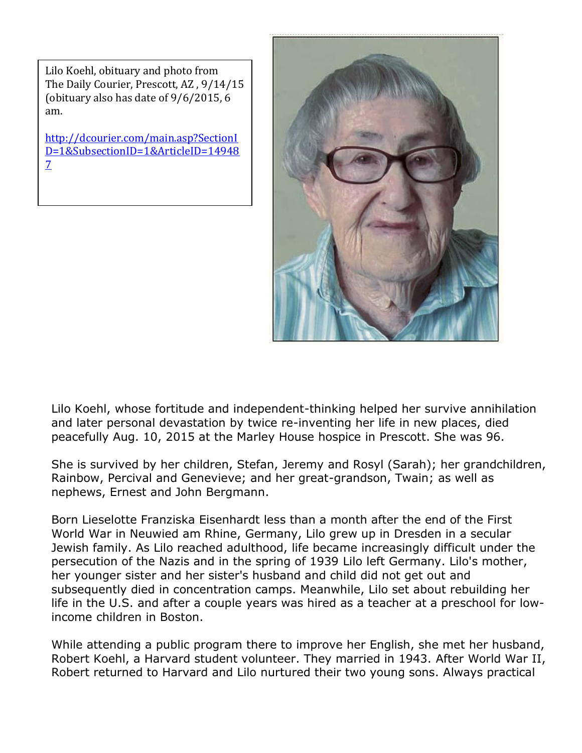Lilo Koehl, obituary and photo from The Daily Courier, Prescott, AZ , 9/14/15 (obituary also has date of 9/6/2015, 6 am.

http://dcourier.com/main.asp?SectionID=1&SubsectionID=1&ArticleID=149487

Lilo Koehl, whose fortitude and independent-thinking helped her survive annihilation and later personal devastation by twice re-inventing her life in new places, died peacefully Aug. 10, 2015 at the Marley House hospice in Prescott. She was 96.

She is survived by her children, Stefan, Jeremy and Rosyl (Sarah); her grandchildren, Rainbow, Percival and Genevieve; and her great-grandson, Twain; as well as nephews, Ernest and John Bergmann.

Born Lieselotte Franziska Eisenhardt less than a month after the end of the First World War in Neuwied am Rhine, Germany, Lilo grew up in Dresden in a secular Jewish family. As Lilo reached adulthood, life became increasingly difficult under the persecution of the Nazis and in the spring of 1939 Lilo left Germany. Lilo's mother, her younger sister and her sister's husband and child did not get out and subsequently died in concentration camps. Meanwhile, Lilo set about rebuilding her life in the U.S. and after a couple years was hired as a teacher at a preschool for low-income children in Boston.

While attending a public program there to improve her English, she met her husband, Robert Koehl, a Harvard student volunteer. They married in 1943. After World War II, Robert returned to Harvard and Lilo nurtured their two young sons. Always practical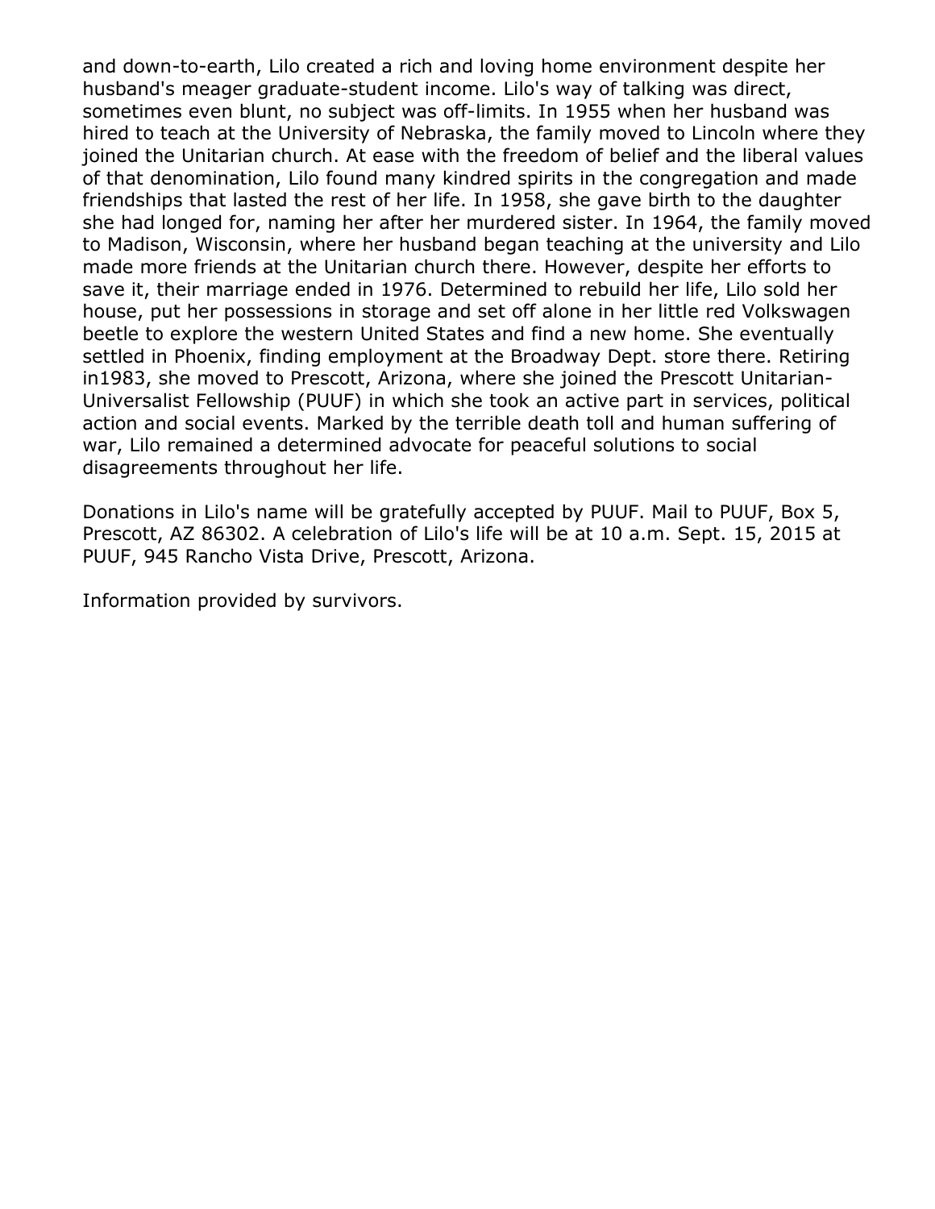and down-to-earth, Lilo created a rich and loving home environment despite her husband's meager graduate-student income. Lilo's way of talking was direct, sometimes even blunt, no subject was off-limits. In 1955 when her husband was hired to teach at the University of Nebraska, the family moved to Lincoln where they joined the Unitarian church. At ease with the freedom of belief and the liberal values of that denomination, Lilo found many kindred spirits in the congregation and made friendships that lasted the rest of her life. In 1958, she gave birth to the daughter she had longed for, naming her after her murdered sister. In 1964, the family moved to Madison, Wisconsin, where her husband began teaching at the university and Lilo made more friends at the Unitarian church there. However, despite her efforts to save it, their marriage ended in 1976. Determined to rebuild her life, Lilo sold her house, put her possessions in storage and set off alone in her little red Volkswagen beetle to explore the western United States and find a new home. She eventually settled in Phoenix, finding employment at the Broadway Dept. store there. Retiring in1983, she moved to Prescott, Arizona, where she joined the Prescott Unitarian-Universalist Fellowship (PUUF) in which she took an active part in services, political action and social events. Marked by the terrible death toll and human suffering of war, Lilo remained a determined advocate for peaceful solutions to social disagreements throughout her life.

Donations in Lilo's name will be gratefully accepted by PUUF. Mail to PUUF, Box 5, Prescott, AZ 86302. A celebration of Lilo's life will be at 10 a.m. Sept. 15, 2015 at PUUF, 945 Rancho Vista Drive, Prescott, Arizona.

Information provided by survivors.